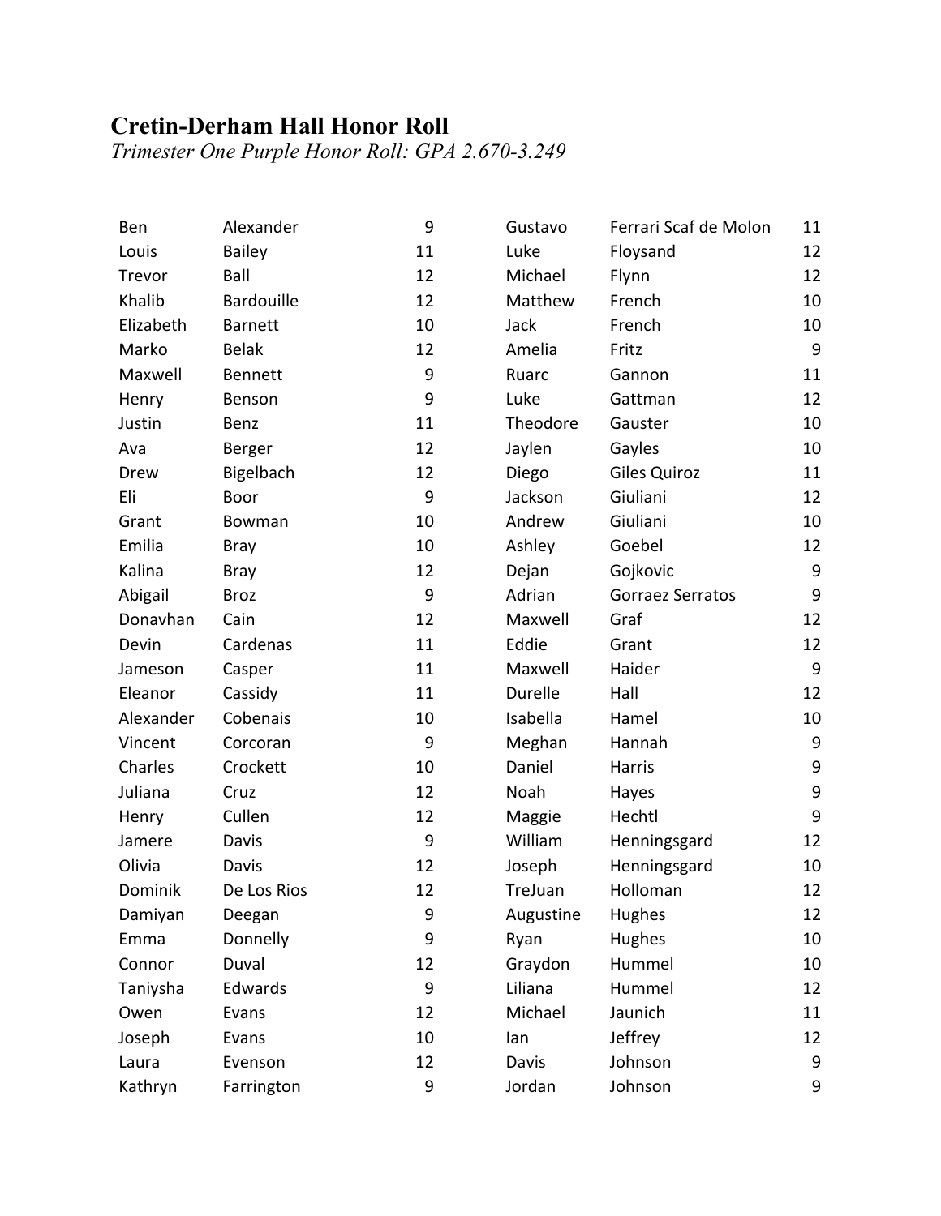# Cretin-Derham Hall Honor Roll

*Trimester One Purple Honor Roll: GPA 2.670-3.249*

| First Name | Last Name | Grade |
|---|---|---|
| Ben | Alexander | 9 |
| Louis | Bailey | 11 |
| Trevor | Ball | 12 |
| Khalib | Bardouille | 12 |
| Elizabeth | Barnett | 10 |
| Marko | Belak | 12 |
| Maxwell | Bennett | 9 |
| Henry | Benson | 9 |
| Justin | Benz | 11 |
| Ava | Berger | 12 |
| Drew | Bigelbach | 12 |
| Eli | Boor | 9 |
| Grant | Bowman | 10 |
| Emilia | Bray | 10 |
| Kalina | Bray | 12 |
| Abigail | Broz | 9 |
| Donavhan | Cain | 12 |
| Devin | Cardenas | 11 |
| Jameson | Casper | 11 |
| Eleanor | Cassidy | 11 |
| Alexander | Cobenais | 10 |
| Vincent | Corcoran | 9 |
| Charles | Crockett | 10 |
| Juliana | Cruz | 12 |
| Henry | Cullen | 12 |
| Jamere | Davis | 9 |
| Olivia | Davis | 12 |
| Dominik | De Los Rios | 12 |
| Damiyan | Deegan | 9 |
| Emma | Donnelly | 9 |
| Connor | Duval | 12 |
| Taniysha | Edwards | 9 |
| Owen | Evans | 12 |
| Joseph | Evans | 10 |
| Laura | Evenson | 12 |
| Kathryn | Farrington | 9 |
| Gustavo | Ferrari Scaf de Molon | 11 |
| Luke | Floysand | 12 |
| Michael | Flynn | 12 |
| Matthew | French | 10 |
| Jack | French | 10 |
| Amelia | Fritz | 9 |
| Ruarc | Gannon | 11 |
| Luke | Gattman | 12 |
| Theodore | Gauster | 10 |
| Jaylen | Gayles | 10 |
| Diego | Giles Quiroz | 11 |
| Jackson | Giuliani | 12 |
| Andrew | Giuliani | 10 |
| Ashley | Goebel | 12 |
| Dejan | Gojkovic | 9 |
| Adrian | Gorraez Serratos | 9 |
| Maxwell | Graf | 12 |
| Eddie | Grant | 12 |
| Maxwell | Haider | 9 |
| Durelle | Hall | 12 |
| Isabella | Hamel | 10 |
| Meghan | Hannah | 9 |
| Daniel | Harris | 9 |
| Noah | Hayes | 9 |
| Maggie | Hechtl | 9 |
| William | Henningsgard | 12 |
| Joseph | Henningsgard | 10 |
| TreJuan | Holloman | 12 |
| Augustine | Hughes | 12 |
| Ryan | Hughes | 10 |
| Graydon | Hummel | 10 |
| Liliana | Hummel | 12 |
| Michael | Jaunich | 11 |
| Ian | Jeffrey | 12 |
| Davis | Johnson | 9 |
| Jordan | Johnson | 9 |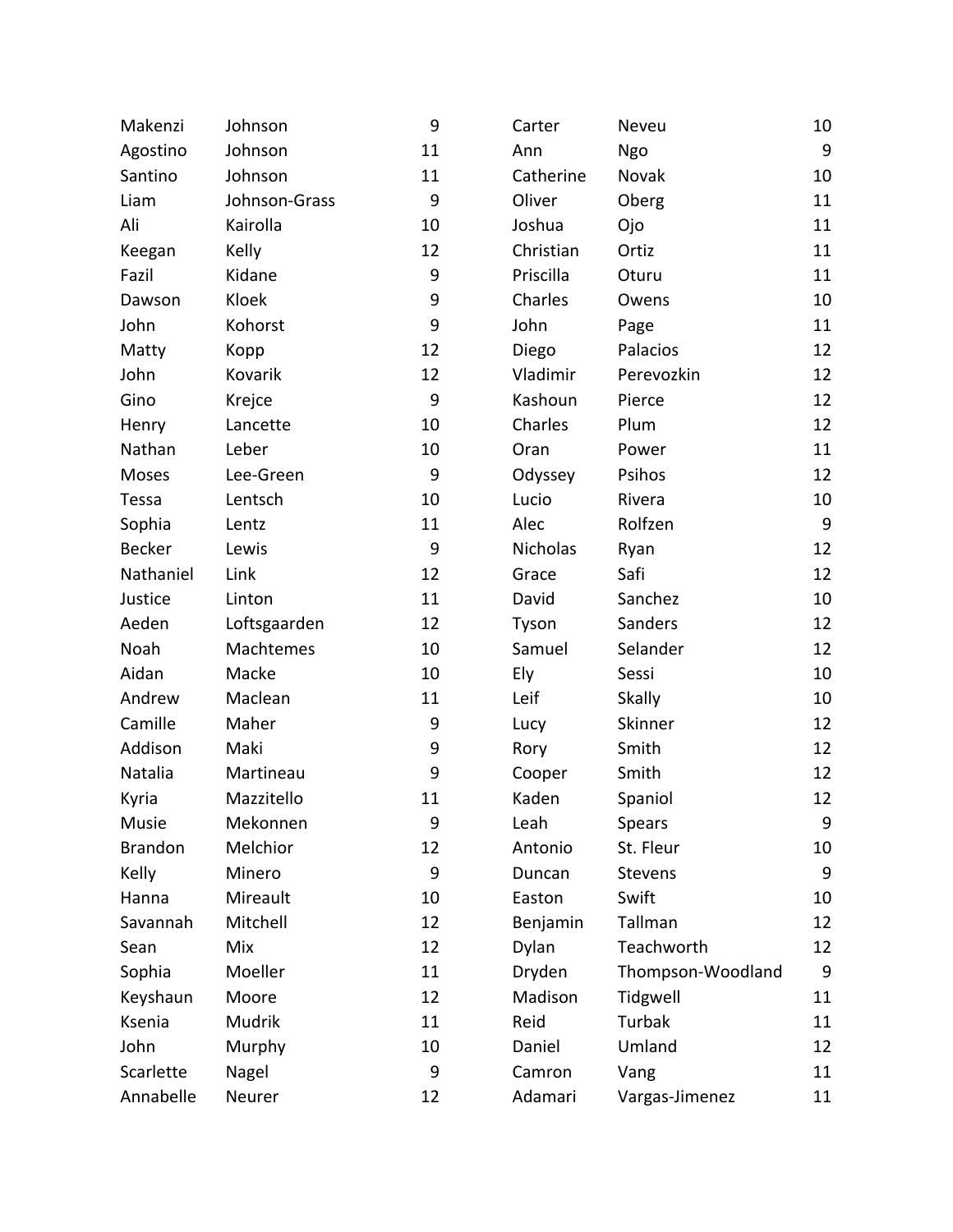| | | |
|---|---|---|
| Makenzi | Johnson | 9 |
| Agostino | Johnson | 11 |
| Santino | Johnson | 11 |
| Liam | Johnson-Grass | 9 |
| Ali | Kairolla | 10 |
| Keegan | Kelly | 12 |
| Fazil | Kidane | 9 |
| Dawson | Kloek | 9 |
| John | Kohorst | 9 |
| Matty | Kopp | 12 |
| John | Kovarik | 12 |
| Gino | Krejce | 9 |
| Henry | Lancette | 10 |
| Nathan | Leber | 10 |
| Moses | Lee-Green | 9 |
| Tessa | Lentsch | 10 |
| Sophia | Lentz | 11 |
| Becker | Lewis | 9 |
| Nathaniel | Link | 12 |
| Justice | Linton | 11 |
| Aeden | Loftsgaarden | 12 |
| Noah | Machtemes | 10 |
| Aidan | Macke | 10 |
| Andrew | Maclean | 11 |
| Camille | Maher | 9 |
| Addison | Maki | 9 |
| Natalia | Martineau | 9 |
| Kyria | Mazzitello | 11 |
| Musie | Mekonnen | 9 |
| Brandon | Melchior | 12 |
| Kelly | Minero | 9 |
| Hanna | Mireault | 10 |
| Savannah | Mitchell | 12 |
| Sean | Mix | 12 |
| Sophia | Moeller | 11 |
| Keyshaun | Moore | 12 |
| Ksenia | Mudrik | 11 |
| John | Murphy | 10 |
| Scarlette | Nagel | 9 |
| Annabelle | Neurer | 12 |
| Carter | Neveu | 10 |
| Ann | Ngo | 9 |
| Catherine | Novak | 10 |
| Oliver | Oberg | 11 |
| Joshua | Ojo | 11 |
| Christian | Ortiz | 11 |
| Priscilla | Oturu | 11 |
| Charles | Owens | 10 |
| John | Page | 11 |
| Diego | Palacios | 12 |
| Vladimir | Perevozkin | 12 |
| Kashoun | Pierce | 12 |
| Charles | Plum | 12 |
| Oran | Power | 11 |
| Odyssey | Psihos | 12 |
| Lucio | Rivera | 10 |
| Alec | Rolfzen | 9 |
| Nicholas | Ryan | 12 |
| Grace | Safi | 12 |
| David | Sanchez | 10 |
| Tyson | Sanders | 12 |
| Samuel | Selander | 12 |
| Ely | Sessi | 10 |
| Leif | Skally | 10 |
| Lucy | Skinner | 12 |
| Rory | Smith | 12 |
| Cooper | Smith | 12 |
| Kaden | Spaniol | 12 |
| Leah | Spears | 9 |
| Antonio | St. Fleur | 10 |
| Duncan | Stevens | 9 |
| Easton | Swift | 10 |
| Benjamin | Tallman | 12 |
| Dylan | Teachworth | 12 |
| Dryden | Thompson-Woodland | 9 |
| Madison | Tidgwell | 11 |
| Reid | Turbak | 11 |
| Daniel | Umland | 12 |
| Camron | Vang | 11 |
| Adamari | Vargas-Jimenez | 11 |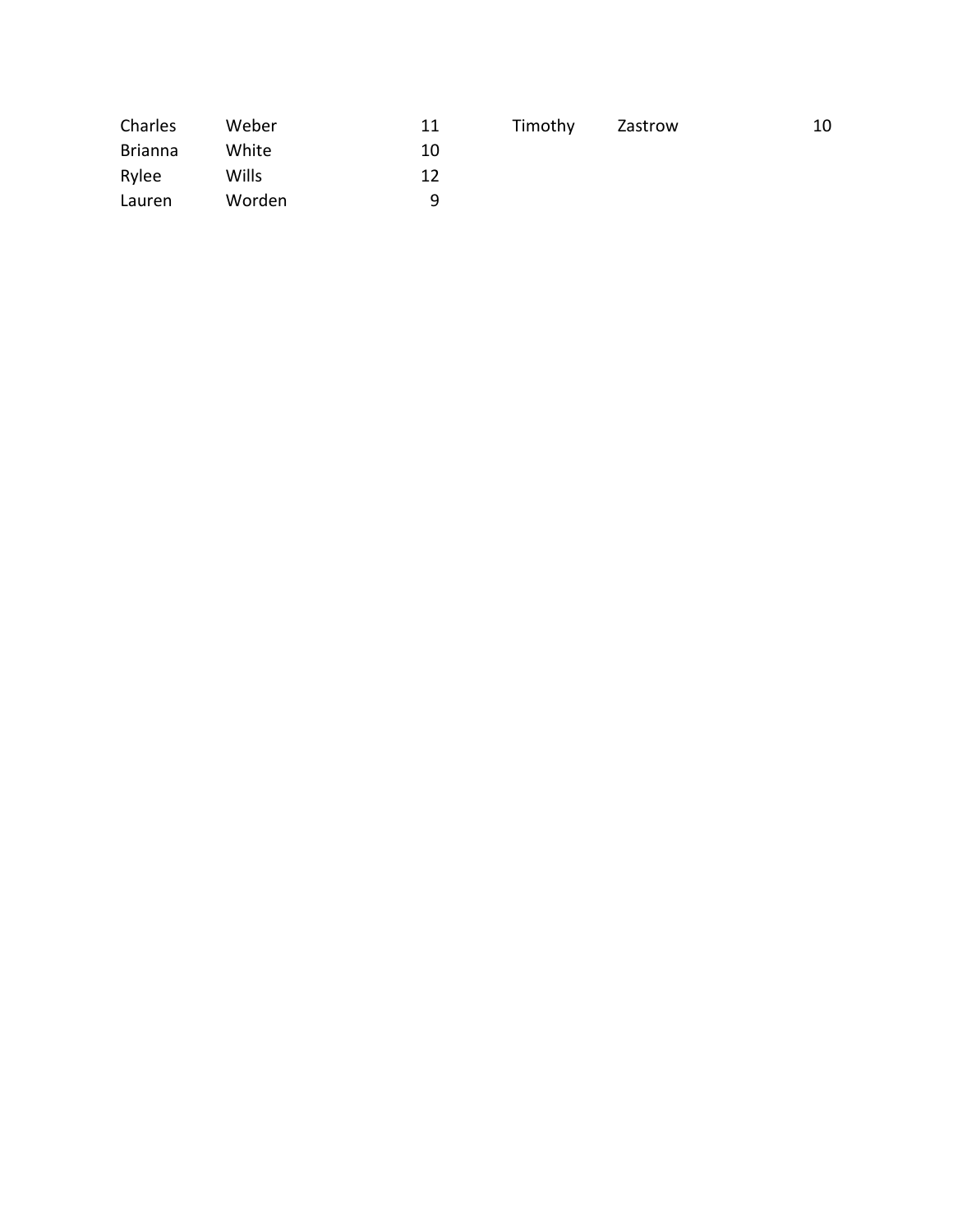| | | | | | |
|---|---|---|---|---|---|
| Charles | Weber | 11 | Timothy | Zastrow | 10 |
| Brianna | White | 10 | | | |
| Rylee | Wills | 12 | | | |
| Lauren | Worden | 9 | | | |